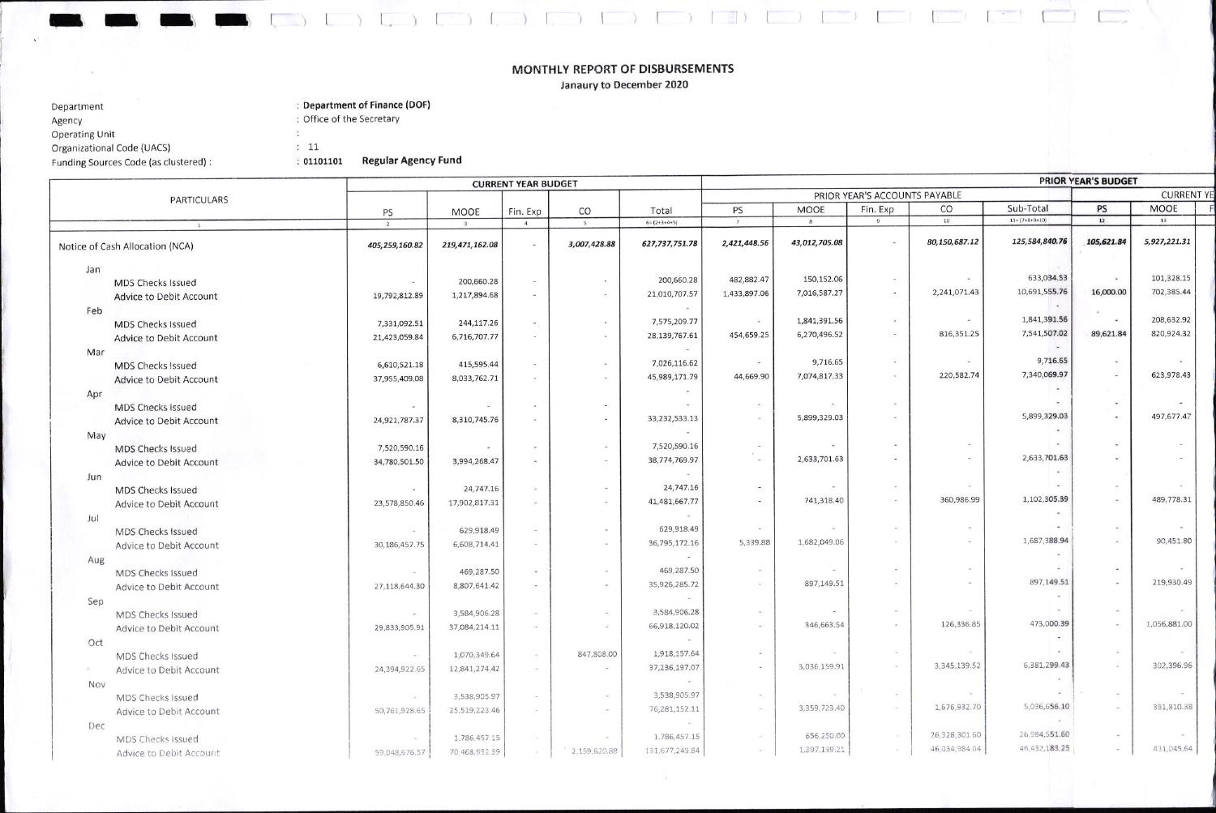# MONTHLY REPORT OF DISBURSEMENTS

Janaury to December 2020

Department : **Department of Finance (DOF)**
Agency : Office of the Secretary
Operating Unit :
Organizational Code (UACS) : 11
Funding Sources Code (as clustered) : 01101101 **Regular Agency Fund**

| PARTICULARS | CURRENT YEAR BUDGET | | | | | PRIOR YEAR'S BUDGET | | | | | | |
|---|---|---|---|---|---|---|---|---|---|---|---|---|
| | | | | | | PRIOR YEAR'S ACCOUNTS PAYABLE | | | | | CURRENT YE | |
| | PS | MOOE | Fin. Exp | CO | Total | PS | MOOE | Fin. Exp | CO | Sub-Total | PS | MOOE |
| 1 | 2 | 3 | 4 | 5 | 6=(2+3+4+5) | 7 | 8 | 9 | 10 | 11=(7+8+9+10) | 12 | 13 |
| Notice of Cash Allocation (NCA) | ***405,259,160.82*** | ***219,471,162.08*** | - | ***3,007,428.88*** | ***627,737,751.78*** | ***2,421,448.56*** | ***43,012,705.08*** | - | ***80,150,687.12*** | ***125,584,840.76*** | ***105,621.84*** | ***5,927,221.31*** |
| Jan | | | | | | | | | | | | |
| MDS Checks Issued | - | 200,660.28 | - | - | 200,660.28 | 482,882.47 | 150,152.06 | - | - | 633,034.53 | - | 101,328.15 |
| Advice to Debit Account | 19,792,812.89 | 1,217,894.68 | - | - | 21,010,707.57 | 1,433,897.06 | 7,016,587.27 | - | 2,241,071.43 | 10,691,555.76 | 16,000.00 | 702,385.44 |
| Feb | | | | | - | | | | | - | | |
| MDS Checks Issued | 7,331,092.51 | 244,117.26 | - | - | 7,575,209.77 | - | 1,841,391.56 | - | - | 1,841,391.56 | - | 208,632.92 |
| Advice to Debit Account | 21,423,059.84 | 6,716,707.77 | - | - | 28,139,767.61 | 454,659.25 | 6,270,496.52 | - | 816,351.25 | 7,541,507.02 | 89,621.84 | 820,924.32 |
| Mar | | | | | - | | | | | - | | |
| MDS Checks Issued | 6,610,521.18 | 415,595.44 | - | - | 7,026,116.62 | - | 9,716.65 | - | - | 9,716.65 | - | - |
| Advice to Debit Account | 37,955,409.08 | 8,033,762.71 | - | - | 45,989,171.79 | 44,669.90 | 7,074,817.33 | - | 220,582.74 | 7,340,069.97 | - | 623,978.43 |
| Apr | | | | | - | | | | | - | | |
| MDS Checks Issued | - | - | - | - | - | - | - | - | | - | - | - |
| Advice to Debit Account | 24,921,787.37 | 8,310,745.76 | - | - | 33,232,533.13 | - | 5,899,329.03 | - | | 5,899,329.03 | - | 497,677.47 |
| May | | | | | - | | | | | - | | |
| MDS Checks Issued | 7,520,590.16 | - | - | - | 7,520,590.16 | - | - | - | - | - | - | - |
| Advice to Debit Account | 34,780,501.50 | 3,994,268.47 | - | - | 38,774,769.97 | - | 2,633,701.63 | - | - | 2,633,701.63 | - | - |
| Jun | | | | | - | | | | | - | | |
| MDS Checks Issued | - | 24,747.16 | - | - | 24,747.16 | - | - | - | - | - | - | - |
| Advice to Debit Account | 23,578,850.46 | 17,902,817.31 | - | - | 41,481,667.77 | - | 741,318.40 | - | 360,986.99 | 1,102,305.39 | - | 489,778.31 |
| Jul | | | | | - | | | | | - | | |
| MDS Checks Issued | - | 629,918.49 | - | - | 629,918.49 | - | - | - | - | - | - | - |
| Advice to Debit Account | 30,186,457.75 | 6,608,714.41 | - | - | 36,795,172.16 | 5,339.88 | 1,682,049.06 | - | - | 1,687,388.94 | - | 90,451.80 |
| Aug | | | | | - | | | | | - | | |
| MDS Checks Issued | - | 469,287.50 | - | - | 469,287.50 | - | - | - | - | - | - | - |
| Advice to Debit Account | 27,118,644.30 | 8,807,641.42 | - | - | 35,926,285.72 | - | 897,149.51 | - | - | 897,149.51 | - | 219,930.49 |
| Sep | | | | | - | | | | | - | | |
| MDS Checks Issued | - | 3,584,906.28 | - | - | 3,584,906.28 | - | - | - | - | - | - | - |
| Advice to Debit Account | 29,833,905.91 | 37,084,214.11 | - | - | 66,918,120.02 | - | 346,663.54 | - | 126,336.85 | 473,000.39 | - | 1,056,881.00 |
| Oct | | | | | - | | | | | - | | |
| MDS Checks Issued | - | 1,070,349.64 | - | 847,808.00 | 1,918,157.64 | - | - | - | - | - | - | - |
| Advice to Debit Account | 24,394,922.65 | 12,841,274.42 | - | - | 37,236,197.07 | - | 3,036,159.91 | - | 3,345,139.52 | 6,381,299.43 | - | 302,396.96 |
| Nov | | | | | - | | | | | - | | |
| MDS Checks Issued | - | 3,538,905.97 | - | - | 3,538,905.97 | - | - | - | - | - | - | - |
| Advice to Debit Account | 50,761,928.65 | 25,519,223.46 | - | - | 76,281,152.11 | - | 3,359,723.40 | - | 1,676,932.70 | 5,036,656.10 | - | 381,810.38 |
| Dec | | | | | - | | | | | - | | |
| MDS Checks Issued | - | 1,786,457.15 | - | - | 1,786,457.15 | - | 656,250.00 | - | 26,328,301.60 | 26,984,551.60 | - | - |
| Advice to Debit Account | 59,048,676.57 | 70,468,952.39 | - | 2,159,620.88 | 131,677,249.84 | - | 1,397,199.21 | - | 46,034,984.04 | 46,432,183.25 | - | 431,045.64 |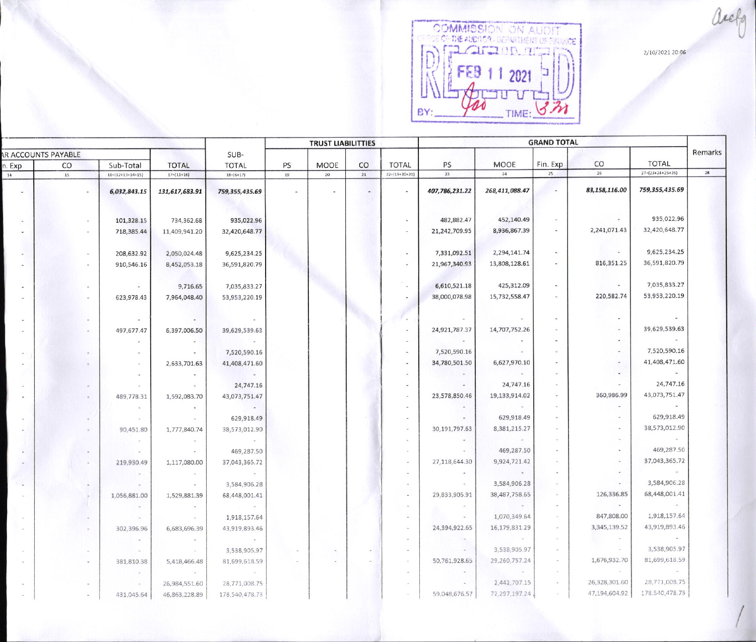COMMISSION ON AUDIT
OFFICE OF THE AUDITOR - DEPARTMENT OF FINANCE
RECEIVED
FEB 11 2021
BY: ________ TIME: ________

2/10/2021 20:06

| ...AR ACCOUNTS PAYABLE | | | TOTAL | SUB-TOTAL | TRUST LIABILITTIES | | | | GRAND TOTAL | | | | | Remarks |
|---|---|---|---|---|---|---|---|---|---|---|---|---|---|---|
| ...n. Exp | CO | Sub-Total | | | PS | MOOE | CO | TOTAL | PS | MOOE | Fin. Exp | CO | TOTAL | |
| 14 | 15 | 16=(12+13+14+15) | 17=(11+16) | 18=(6+17) | 19 | 20 | 21 | 22=(19+20+21) | 23 | 24 | 25 | 26 | 27=(23+24+25+26) | 28 |
| - | - | **6,032,843.15** | **131,617,683.91** | **759,355,435.69** | - | - | - | - | **407,786,231.22** | **268,411,088.47** | - | **83,158,116.00** | **759,355,435.69** | |
| - | - | 101,328.15 | 734,362.68 | 935,022.96 | | | | - | 482,882.47 | 452,140.49 | - | - | 935,022.96 | |
| - | - | 718,385.44 | 11,409,941.20 | 32,420,648.77 | | | | - | 21,242,709.95 | 8,936,867.39 | - | 2,241,071.43 | 32,420,648.77 | |
| - | - | 208,632.92 | 2,050,024.48 | 9,625,234.25 | | | | - | 7,331,092.51 | 2,294,141.74 | - | - | 9,625,234.25 | |
| - | - | 910,546.16 | 8,452,053.18 | 36,591,820.79 | | | | - | 21,967,340.93 | 13,808,128.61 | - | 816,351.25 | 36,591,820.79 | |
| - | - | - | 9,716.65 | 7,035,833.27 | | | | - | 6,610,521.18 | 425,312.09 | - | - | 7,035,833.27 | |
| - | - | 623,978.43 | 7,964,048.40 | 53,953,220.19 | | | | - | 38,000,078.98 | 15,732,558.47 | - | 220,582.74 | 53,953,220.19 | |
| - | - | - | - | - | | | | - | - | - | - | - | - | |
| - | - | 497,677.47 | 6,397,006.50 | 39,629,539.63 | | | | - | 24,921,787.37 | 14,707,752.26 | - | - | 39,629,539.63 | |
| | | - | - | - | | | | - | - | - | - | - | - | |
| - | - | - | - | 7,520,590.16 | | | | - | 7,520,590.16 | - | - | - | 7,520,590.16 | |
| - | - | - | 2,633,701.63 | 41,408,471.60 | | | | - | 34,780,501.50 | 6,627,970.10 | - | - | 41,408,471.60 | |
| | | - | - | - | | | | - | - | - | - | - | - | |
| - | - | - | - | 24,747.16 | | | | - | - | 24,747.16 | - | - | 24,747.16 | |
| - | - | 489,778.31 | 1,592,083.70 | 43,073,751.47 | | | | - | 23,578,850.46 | 19,133,914.02 | - | 360,986.99 | 43,073,751.47 | |
| | | - | - | - | | | | - | - | - | - | - | - | |
| - | - | - | - | 629,918.49 | | | | - | - | 629,918.49 | - | - | 629,918.49 | |
| - | - | 90,451.80 | 1,777,840.74 | 38,573,012.90 | | | | - | 30,191,797.63 | 8,381,215.27 | - | - | 38,573,012.90 | |
| | | - | - | - | | | | - | - | - | - | - | - | |
| - | - | - | - | 469,287.50 | | | | - | - | 469,287.50 | - | - | 469,287.50 | |
| - | - | 219,930.49 | 1,117,080.00 | 37,043,365.72 | | | | - | 27,118,644.30 | 9,924,721.42 | - | - | 37,043,365.72 | |
| | | - | - | - | | | | - | - | - | - | - | - | |
| - | - | - | - | 3,584,906.28 | | | | - | - | 3,584,906.28 | - | - | 3,584,906.28 | |
| - | - | 1,056,881.00 | 1,529,881.39 | 68,448,001.41 | | | | - | 29,833,905.91 | 38,487,758.65 | - | 126,336.85 | 68,448,001.41 | |
| | | - | - | - | | | | - | - | - | - | - | - | |
| - | - | - | - | 1,918,157.64 | | | | - | - | 1,070,349.64 | - | 847,808.00 | 1,918,157.64 | |
| - | - | 302,396.96 | 6,683,696.39 | 43,919,893.46 | | | | - | 24,394,922.65 | 16,179,831.29 | - | 3,345,139.52 | 43,919,893.46 | |
| | | - | - | - | | | | - | - | - | - | - | - | |
| - | - | - | - | 3,538,905.97 | - | - | - | - | - | 3,538,905.97 | - | - | 3,538,905.97 | |
| - | - | 381,810.38 | 5,418,466.48 | 81,699,618.59 | - | - | - | - | 50,761,928.65 | 29,260,757.24 | - | 1,676,932.70 | 81,699,618.59 | |
| | | - | - | - | | | | - | - | - | - | - | - | |
| - | - | - | 26,984,551.60 | 28,771,008.75 | | | | - | - | 2,442,707.15 | - | 26,328,301.60 | 28,771,008.75 | |
| - | - | 431,045.64 | 46,863,228.89 | 178,540,478.73 | | | | - | 59,048,676.57 | 72,297,197.24 | - | 47,194,604.92 | 178,540,478.73 | |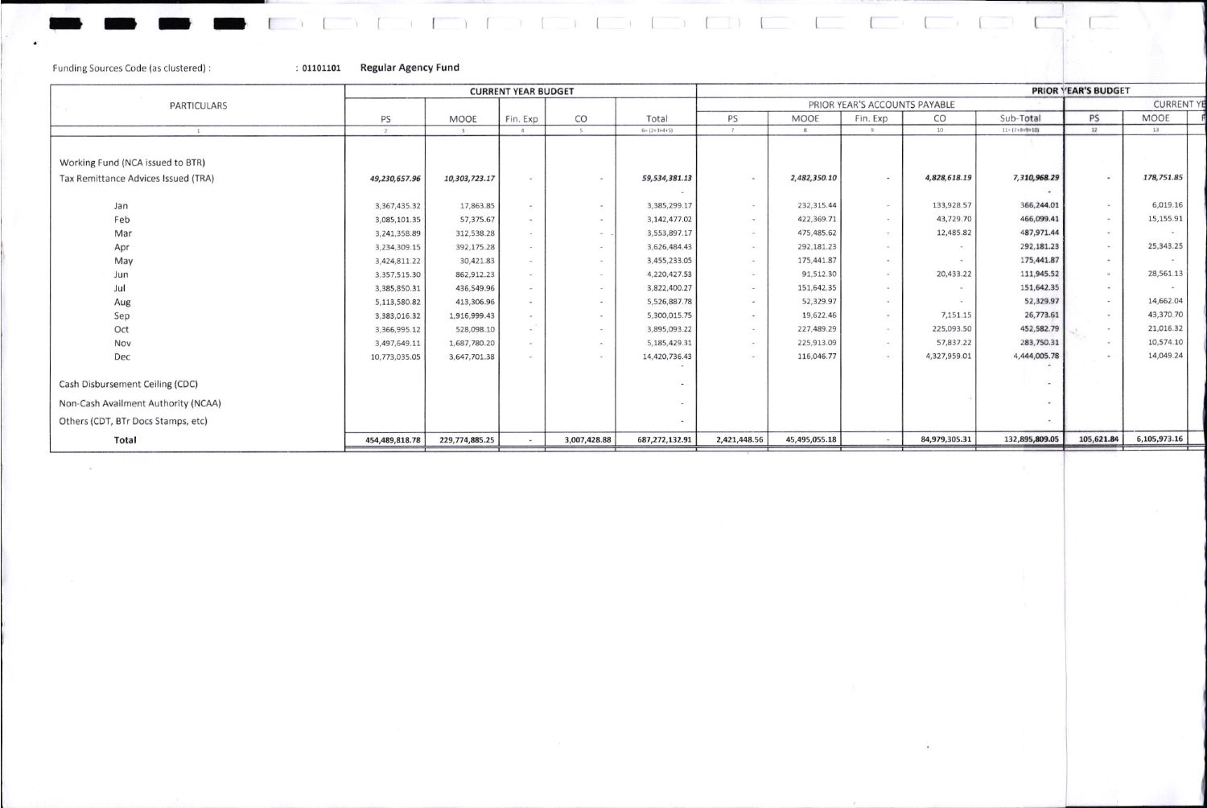Funding Sources Code (as clustered) : : 01101101 **Regular Agency Fund**

| PARTICULARS | CURRENT YEAR BUDGET | | | | | PRIOR YEAR'S BUDGET | | | | | | |
|---|---|---|---|---|---|---|---|---|---|---|---|---|
| | | | | | | PRIOR YEAR'S ACCOUNTS PAYABLE | | | | | CURRENT YE | |
| | PS | MOOE | Fin. Exp | CO | Total | PS | MOOE | Fin. Exp | CO | Sub-Total | PS | MOOE |
| 1 | 2 | 3 | 4 | 5 | 6=(2+3+4+5) | 7 | 8 | 9 | 10 | 11=(7+8+9+10) | 12 | 13 |
| Working Fund (NCA issued to BTR) | | | | | | | | | | | | |
| Tax Remittance Advices Issued (TRA) | *49,230,657.96* | *10,303,723.17* | - | - | *59,534,381.13* | - | *2,482,350.10* | - | *4,828,618.19* | *7,310,968.29* | - | *178,751.85* |
| Jan | 3,367,435.32 | 17,863.85 | - | - | 3,385,299.17 | - | 232,315.44 | - | 133,928.57 | 366,244.01 | - | 6,019.16 |
| Feb | 3,085,101.35 | 57,375.67 | - | - | 3,142,477.02 | - | 422,369.71 | - | 43,729.70 | 466,099.41 | - | 15,155.91 |
| Mar | 3,241,358.89 | 312,538.28 | - | - | 3,553,897.17 | - | 475,485.62 | - | 12,485.82 | 487,971.44 | - | - |
| Apr | 3,234,309.15 | 392,175.28 | - | - | 3,626,484.43 | - | 292,181.23 | - | - | 292,181.23 | - | 25,343.25 |
| May | 3,424,811.22 | 30,421.83 | - | - | 3,455,233.05 | - | 175,441.87 | - | - | 175,441.87 | - | - |
| Jun | 3,357,515.30 | 862,912.23 | - | - | 4,220,427.53 | - | 91,512.30 | - | 20,433.22 | 111,945.52 | - | 28,561.13 |
| Jul | 3,385,850.31 | 436,549.96 | - | - | 3,822,400.27 | - | 151,642.35 | - | - | 151,642.35 | - | - |
| Aug | 5,113,580.82 | 413,306.96 | - | - | 5,526,887.78 | - | 52,329.97 | - | - | 52,329.97 | - | 14,662.04 |
| Sep | 3,383,016.32 | 1,916,999.43 | - | - | 5,300,015.75 | - | 19,622.46 | - | 7,151.15 | 26,773.61 | - | 43,370.70 |
| Oct | 3,366,995.12 | 528,098.10 | - | - | 3,895,093.22 | - | 227,489.29 | - | 225,093.50 | 452,582.79 | - | 21,016.32 |
| Nov | 3,497,649.11 | 1,687,780.20 | - | - | 5,185,429.31 | - | 225,913.09 | - | 57,837.22 | 283,750.31 | - | 10,574.10 |
| Dec | 10,773,035.05 | 3,647,701.38 | - | - | 14,420,736.43 | - | 116,046.77 | - | 4,327,959.01 | 4,444,005.78 | - | 14,049.24 |
| Cash Disbursement Ceiling (CDC) | | | | | - | | | | | - | | |
| Non-Cash Availment Authority (NCAA) | | | | | - | | | | | - | | |
| Others (CDT, BTr Docs Stamps, etc) | | | | | - | | | | | - | | |
| **Total** | 454,489,818.78 | 229,774,885.25 | - | 3,007,428.88 | 687,272,132.91 | 2,421,448.56 | 45,495,055.18 | - | 84,979,305.31 | 132,895,809.05 | 105,621.84 | 6,105,973.16 |